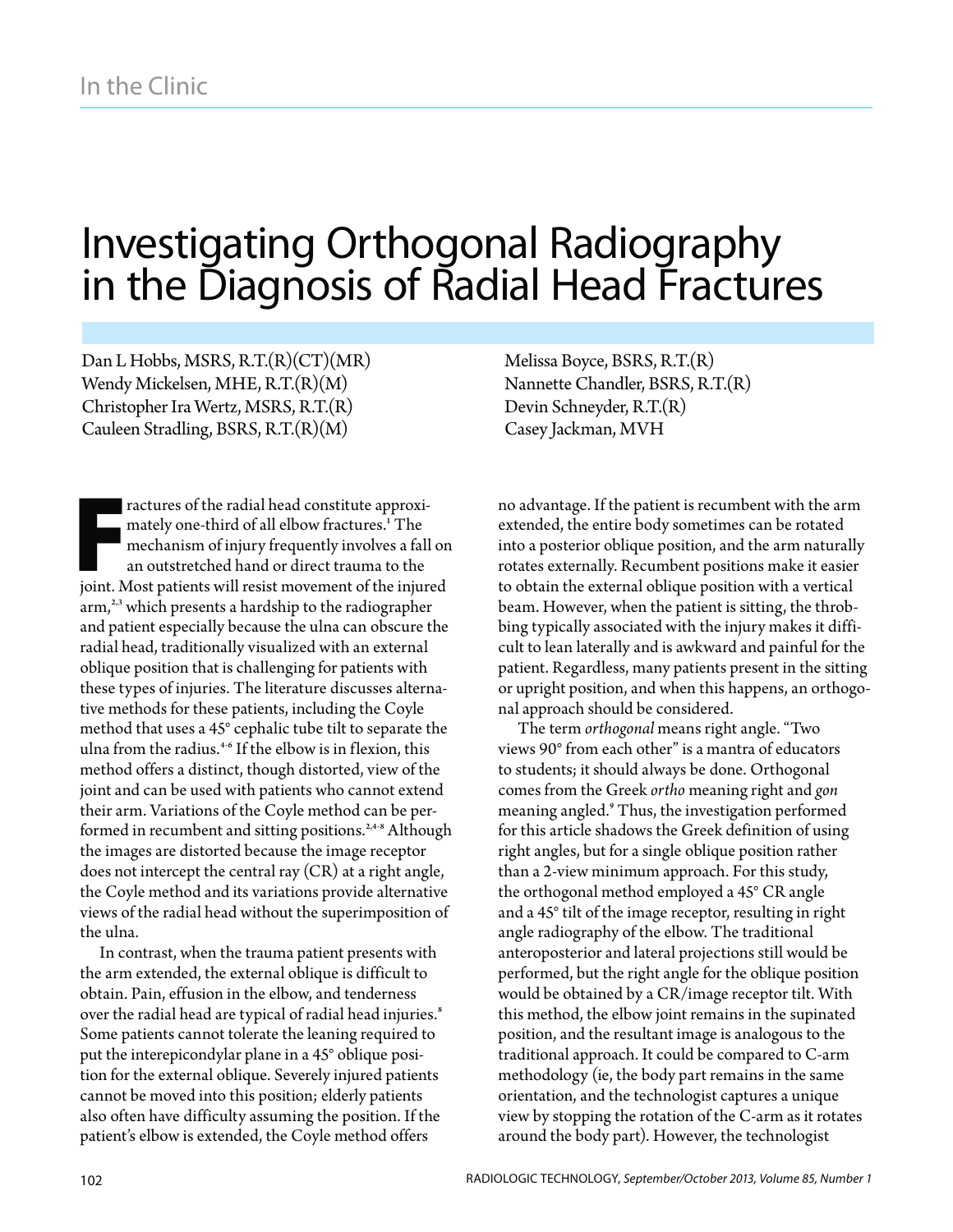In the Clinic

# Investigating Orthogonal Radiography in the Diagnosis of Radial Head Fractures

Dan L Hobbs, MSRS, R.T.(R)(CT)(MR)
Wendy Mickelsen, MHE, R.T.(R)(M)
Christopher Ira Wertz, MSRS, R.T.(R)
Cauleen Stradling, BSRS, R.T.(R)(M)
Melissa Boyce, BSRS, R.T.(R)
Nannette Chandler, BSRS, R.T.(R)
Devin Schneyder, R.T.(R)
Casey Jackman, MVH

Fractures of the radial head constitute approximately one-third of all elbow fractures.[1] The mechanism of injury frequently involves a fall on an outstretched hand or direct trauma to the joint. Most patients will resist movement of the injured arm,[2,3] which presents a hardship to the radiographer and patient especially because the ulna can obscure the radial head, traditionally visualized with an external oblique position that is challenging for patients with these types of injuries. The literature discusses alternative methods for these patients, including the Coyle method that uses a 45° cephalic tube tilt to separate the ulna from the radius.[4-6] If the elbow is in flexion, this method offers a distinct, though distorted, view of the joint and can be used with patients who cannot extend their arm. Variations of the Coyle method can be performed in recumbent and sitting positions.[2,4-8] Although the images are distorted because the image receptor does not intercept the central ray (CR) at a right angle, the Coyle method and its variations provide alternative views of the radial head without the superimposition of the ulna.

In contrast, when the trauma patient presents with the arm extended, the external oblique is difficult to obtain. Pain, effusion in the elbow, and tenderness over the radial head are typical of radial head injuries.[8] Some patients cannot tolerate the leaning required to put the interepicondylar plane in a 45° oblique position for the external oblique. Severely injured patients cannot be moved into this position; elderly patients also often have difficulty assuming the position. If the patient's elbow is extended, the Coyle method offers no advantage. If the patient is recumbent with the arm extended, the entire body sometimes can be rotated into a posterior oblique position, and the arm naturally rotates externally. Recumbent positions make it easier to obtain the external oblique position with a vertical beam. However, when the patient is sitting, the throbbing typically associated with the injury makes it difficult to lean laterally and is awkward and painful for the patient. Regardless, many patients present in the sitting or upright position, and when this happens, an orthogonal approach should be considered.

The term *orthogonal* means right angle. "Two views 90° from each other" is a mantra of educators to students; it should always be done. Orthogonal comes from the Greek *ortho* meaning right and *gon* meaning angled.[9] Thus, the investigation performed for this article shadows the Greek definition of using right angles, but for a single oblique position rather than a 2-view minimum approach. For this study, the orthogonal method employed a 45° CR angle and a 45° tilt of the image receptor, resulting in right angle radiography of the elbow. The traditional anteroposterior and lateral projections still would be performed, but the right angle for the oblique position would be obtained by a CR/image receptor tilt. With this method, the elbow joint remains in the supinated position, and the resultant image is analogous to the traditional approach. It could be compared to C-arm methodology (ie, the body part remains in the same orientation, and the technologist captures a unique view by stopping the rotation of the C-arm as it rotates around the body part). However, the technologist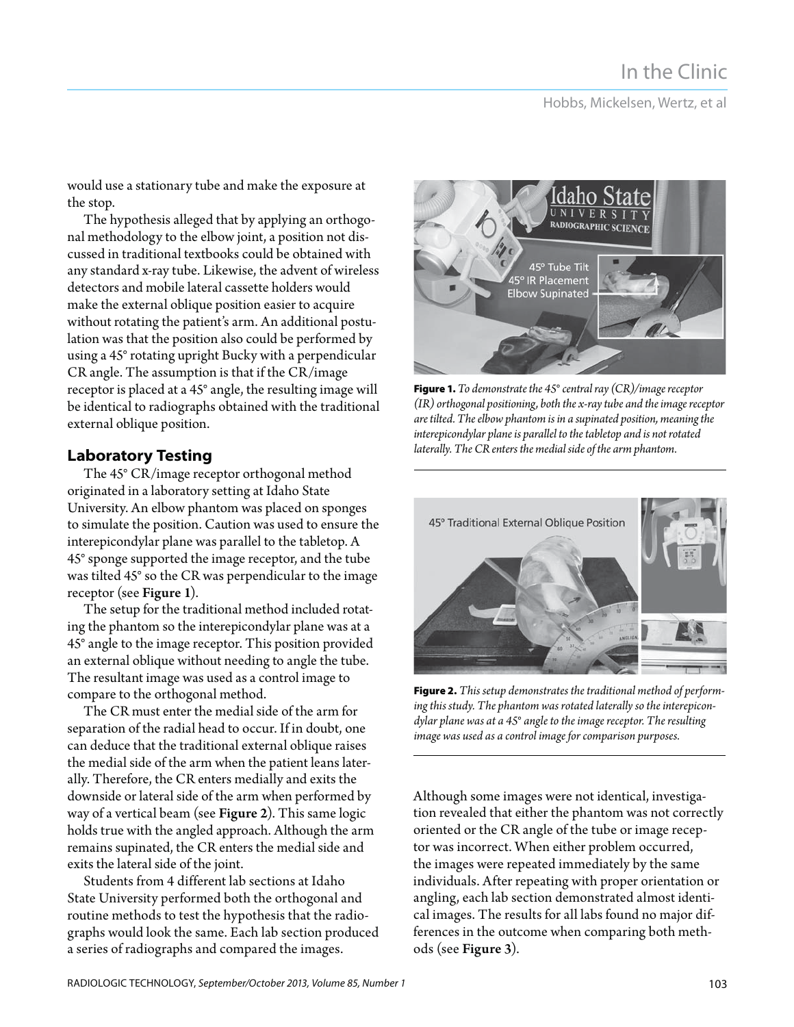would use a stationary tube and make the exposure at the stop.

The hypothesis alleged that by applying an orthogonal methodology to the elbow joint, a position not discussed in traditional textbooks could be obtained with any standard x-ray tube. Likewise, the advent of wireless detectors and mobile lateral cassette holders would make the external oblique position easier to acquire without rotating the patient's arm. An additional postulation was that the position also could be performed by using a 45° rotating upright Bucky with a perpendicular CR angle. The assumption is that if the CR/image receptor is placed at a 45° angle, the resulting image will be identical to radiographs obtained with the traditional external oblique position.

## Laboratory Testing

The 45° CR/image receptor orthogonal method originated in a laboratory setting at Idaho State University. An elbow phantom was placed on sponges to simulate the position. Caution was used to ensure the interepicondylar plane was parallel to the tabletop. A 45° sponge supported the image receptor, and the tube was tilted 45° so the CR was perpendicular to the image receptor (see **Figure 1**).

The setup for the traditional method included rotating the phantom so the interepicondylar plane was at a 45° angle to the image receptor. This position provided an external oblique without needing to angle the tube. The resultant image was used as a control image to compare to the orthogonal method.

The CR must enter the medial side of the arm for separation of the radial head to occur. If in doubt, one can deduce that the traditional external oblique raises the medial side of the arm when the patient leans laterally. Therefore, the CR enters medially and exits the downside or lateral side of the arm when performed by way of a vertical beam (see **Figure 2**). This same logic holds true with the angled approach. Although the arm remains supinated, the CR enters the medial side and exits the lateral side of the joint.

Students from 4 different lab sections at Idaho State University performed both the orthogonal and routine methods to test the hypothesis that the radiographs would look the same. Each lab section produced a series of radiographs and compared the images.

**Figure 1.** *To demonstrate the 45° central ray (CR)/image receptor (IR) orthogonal positioning, both the x-ray tube and the image receptor are tilted. The elbow phantom is in a supinated position, meaning the interepicondylar plane is parallel to the tabletop and is not rotated laterally. The CR enters the medial side of the arm phantom.*

**Figure 2.** *This setup demonstrates the traditional method of performing this study. The phantom was rotated laterally so the interepicondylar plane was at a 45° angle to the image receptor. The resulting image was used as a control image for comparison purposes.*

Although some images were not identical, investigation revealed that either the phantom was not correctly oriented or the CR angle of the tube or image receptor was incorrect. When either problem occurred, the images were repeated immediately by the same individuals. After repeating with proper orientation or angling, each lab section demonstrated almost identical images. The results for all labs found no major differences in the outcome when comparing both methods (see **Figure 3**).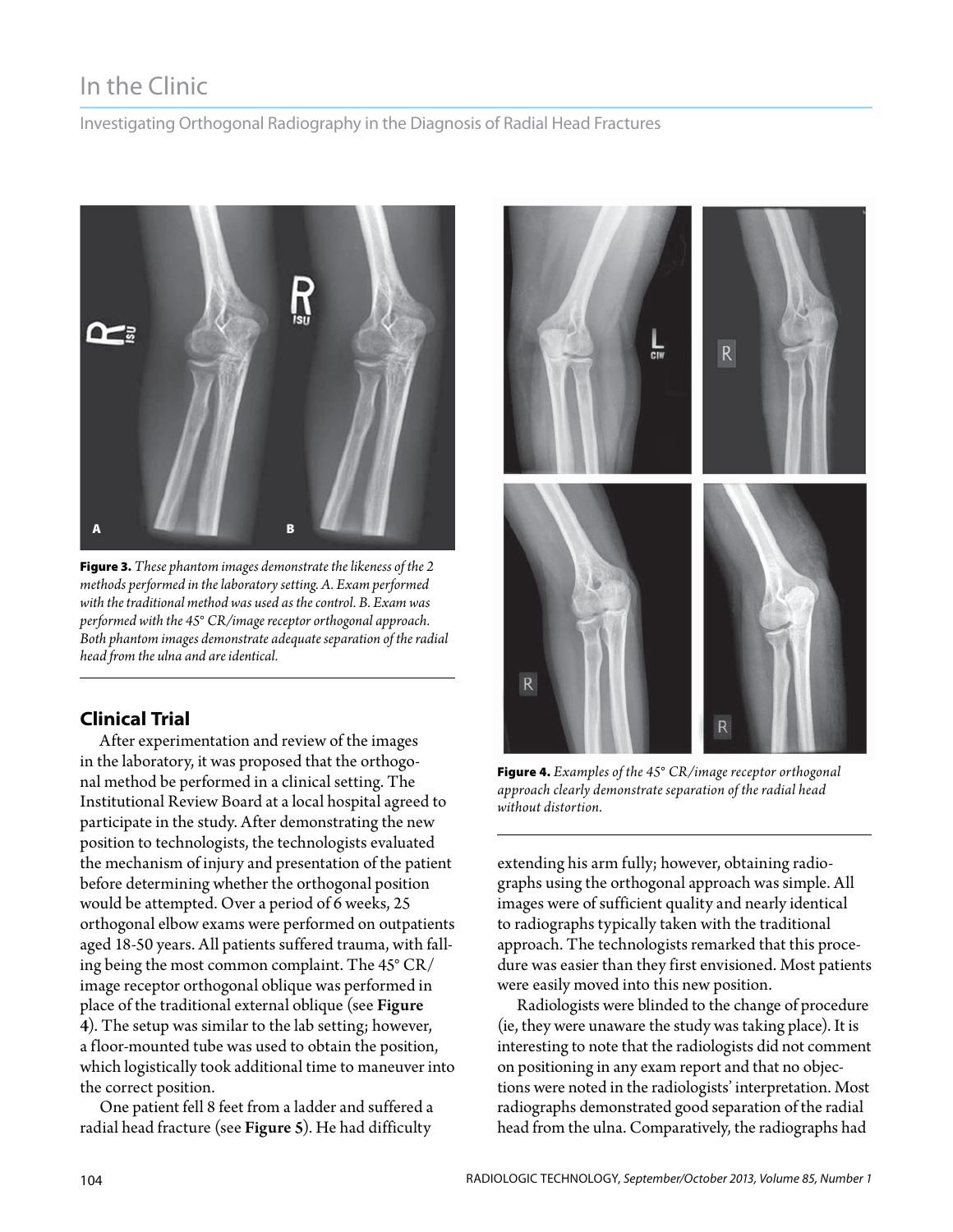**Figure 3.** *These phantom images demonstrate the likeness of the 2 methods performed in the laboratory setting. A. Exam performed with the traditional method was used as the control. B. Exam was performed with the 45° CR/image receptor orthogonal approach. Both phantom images demonstrate adequate separation of the radial head from the ulna and are identical.*

## Clinical Trial

After experimentation and review of the images in the laboratory, it was proposed that the orthogonal method be performed in a clinical setting. The Institutional Review Board at a local hospital agreed to participate in the study. After demonstrating the new position to technologists, the technologists evaluated the mechanism of injury and presentation of the patient before determining whether the orthogonal position would be attempted. Over a period of 6 weeks, 25 orthogonal elbow exams were performed on outpatients aged 18-50 years. All patients suffered trauma, with falling being the most common complaint. The 45° CR/image receptor orthogonal oblique was performed in place of the traditional external oblique (see **Figure 4**). The setup was similar to the lab setting; however, a floor-mounted tube was used to obtain the position, which logistically took additional time to maneuver into the correct position.

One patient fell 8 feet from a ladder and suffered a radial head fracture (see **Figure 5**). He had difficulty extending his arm fully; however, obtaining radiographs using the orthogonal approach was simple. All images were of sufficient quality and nearly identical to radiographs typically taken with the traditional approach. The technologists remarked that this procedure was easier than they first envisioned. Most patients were easily moved into this new position.

Radiologists were blinded to the change of procedure (ie, they were unaware the study was taking place). It is interesting to note that the radiologists did not comment on positioning in any exam report and that no objections were noted in the radiologists' interpretation. Most radiographs demonstrated good separation of the radial head from the ulna. Comparatively, the radiographs had

**Figure 4.** *Examples of the 45° CR/image receptor orthogonal approach clearly demonstrate separation of the radial head without distortion.*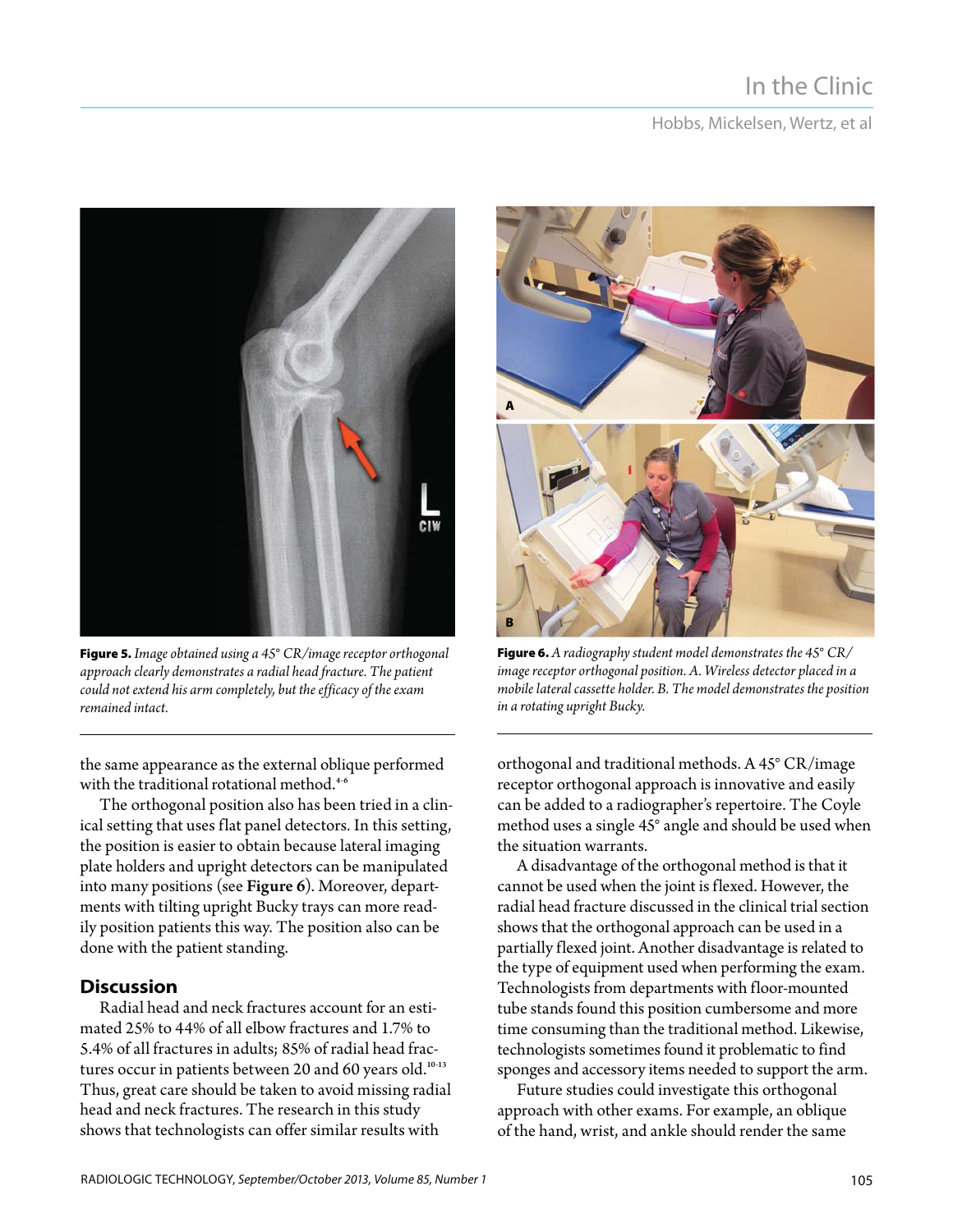**Figure 5.** *Image obtained using a 45° CR/image receptor orthogonal approach clearly demonstrates a radial head fracture. The patient could not extend his arm completely, but the efficacy of the exam remained intact.*

**Figure 6.** *A radiography student model demonstrates the 45° CR/image receptor orthogonal position. A. Wireless detector placed in a mobile lateral cassette holder. B. The model demonstrates the position in a rotating upright Bucky.*

the same appearance as the external oblique performed with the traditional rotational method.[4-6]

The orthogonal position also has been tried in a clinical setting that uses flat panel detectors. In this setting, the position is easier to obtain because lateral imaging plate holders and upright detectors can be manipulated into many positions (see **Figure 6**). Moreover, departments with tilting upright Bucky trays can more readily position patients this way. The position also can be done with the patient standing.

## Discussion

Radial head and neck fractures account for an estimated 25% to 44% of all elbow fractures and 1.7% to 5.4% of all fractures in adults; 85% of radial head fractures occur in patients between 20 and 60 years old.[10-13] Thus, great care should be taken to avoid missing radial head and neck fractures. The research in this study shows that technologists can offer similar results with orthogonal and traditional methods. A 45° CR/image receptor orthogonal approach is innovative and easily can be added to a radiographer's repertoire. The Coyle method uses a single 45° angle and should be used when the situation warrants.

A disadvantage of the orthogonal method is that it cannot be used when the joint is flexed. However, the radial head fracture discussed in the clinical trial section shows that the orthogonal approach can be used in a partially flexed joint. Another disadvantage is related to the type of equipment used when performing the exam. Technologists from departments with floor-mounted tube stands found this position cumbersome and more time consuming than the traditional method. Likewise, technologists sometimes found it problematic to find sponges and accessory items needed to support the arm.

Future studies could investigate this orthogonal approach with other exams. For example, an oblique of the hand, wrist, and ankle should render the same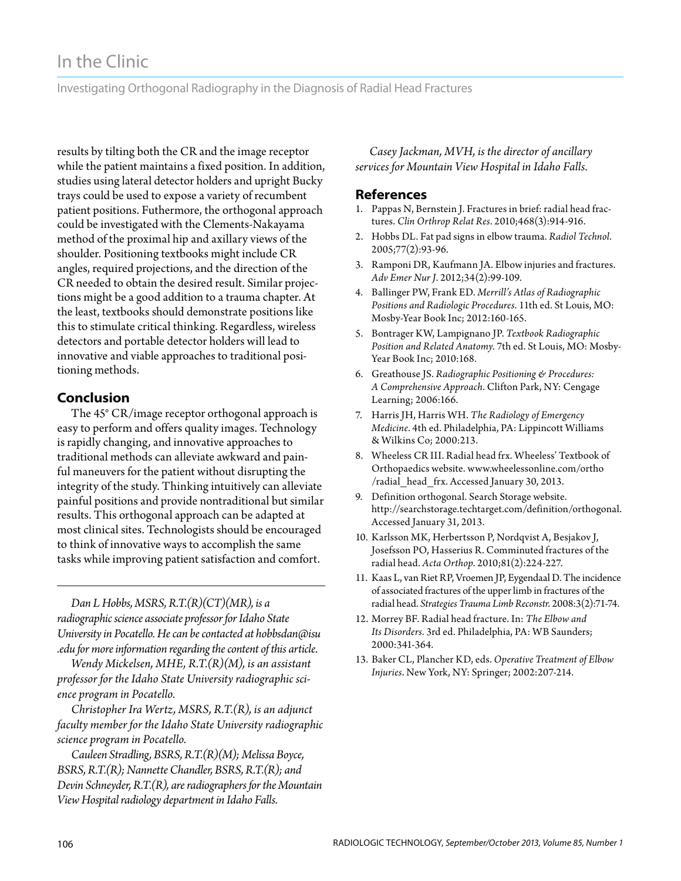results by tilting both the CR and the image receptor while the patient maintains a fixed position. In addition, studies using lateral detector holders and upright Bucky trays could be used to expose a variety of recumbent patient positions. Futhermore, the orthogonal approach could be investigated with the Clements-Nakayama method of the proximal hip and axillary views of the shoulder. Positioning textbooks might include CR angles, required projections, and the direction of the CR needed to obtain the desired result. Similar projections might be a good addition to a trauma chapter. At the least, textbooks should demonstrate positions like this to stimulate critical thinking. Regardless, wireless detectors and portable detector holders will lead to innovative and viable approaches to traditional positioning methods.

## Conclusion

The 45° CR/image receptor orthogonal approach is easy to perform and offers quality images. Technology is rapidly changing, and innovative approaches to traditional methods can alleviate awkward and painful maneuvers for the patient without disrupting the integrity of the study. Thinking intuitively can alleviate painful positions and provide nontraditional but similar results. This orthogonal approach can be adapted at most clinical sites. Technologists should be encouraged to think of innovative ways to accomplish the same tasks while improving patient satisfaction and comfort.

---

*Dan L Hobbs, MSRS, R.T.(R)(CT)(MR), is a radiographic science associate professor for Idaho State University in Pocatello. He can be contacted at hobbsdan@isu.edu for more information regarding the content of this article.*

*Wendy Mickelsen, MHE, R.T.(R)(M), is an assistant professor for the Idaho State University radiographic science program in Pocatello.*

*Christopher Ira Wertz, MSRS, R.T.(R), is an adjunct faculty member for the Idaho State University radiographic science program in Pocatello.*

*Cauleen Stradling, BSRS, R.T.(R)(M); Melissa Boyce, BSRS, R.T.(R); Nannette Chandler, BSRS, R.T.(R); and Devin Schneyder, R.T.(R), are radiographers for the Mountain View Hospital radiology department in Idaho Falls.*

*Casey Jackman, MVH, is the director of ancillary services for Mountain View Hospital in Idaho Falls.*

## References

1. Pappas N, Bernstein J. Fractures in brief: radial head fractures. *Clin Orthrop Relat Res*. 2010;468(3):914-916.
2. Hobbs DL. Fat pad signs in elbow trauma. *Radiol Technol*. 2005;77(2):93-96.
3. Ramponi DR, Kaufmann JA. Elbow injuries and fractures. *Adv Emer Nur J*. 2012;34(2):99-109.
4. Ballinger PW, Frank ED. *Merrill's Atlas of Radiographic Positions and Radiologic Procedures*. 11th ed. St Louis, MO: Mosby-Year Book Inc; 2012:160-165.
5. Bontrager KW, Lampignano JP. *Textbook Radiographic Position and Related Anatomy*. 7th ed. St Louis, MO: Mosby-Year Book Inc; 2010:168.
6. Greathouse JS. *Radiographic Positioning & Procedures: A Comprehensive Approach*. Clifton Park, NY: Cengage Learning; 2006:166.
7. Harris JH, Harris WH. *The Radiology of Emergency Medicine*. 4th ed. Philadelphia, PA: Lippincott Williams & Wilkins Co; 2000:213.
8. Wheeless CR III. Radial head frx. Wheeless' Textbook of Orthopaedics website. www.wheelessonline.com/ortho/radial_head_frx. Accessed January 30, 2013.
9. Definition orthogonal. Search Storage website. http://searchstorage.techtarget.com/definition/orthogonal. Accessed January 31, 2013.
10. Karlsson MK, Herbertsson P, Nordqvist A, Besjakov J, Josefsson PO, Hasserius R. Comminuted fractures of the radial head. *Acta Orthop*. 2010;81(2):224-227.
11. Kaas L, van Riet RP, Vroemen JP, Eygendaal D. The incidence of associated fractures of the upper limb in fractures of the radial head. *Strategies Trauma Limb Reconstr*. 2008:3(2):71-74.
12. Morrey BF. Radial head fracture. In: *The Elbow and Its Disorders*. 3rd ed. Philadelphia, PA: WB Saunders; 2000:341-364.
13. Baker CL, Plancher KD, eds. *Operative Treatment of Elbow Injuries*. New York, NY: Springer; 2002:207-214.